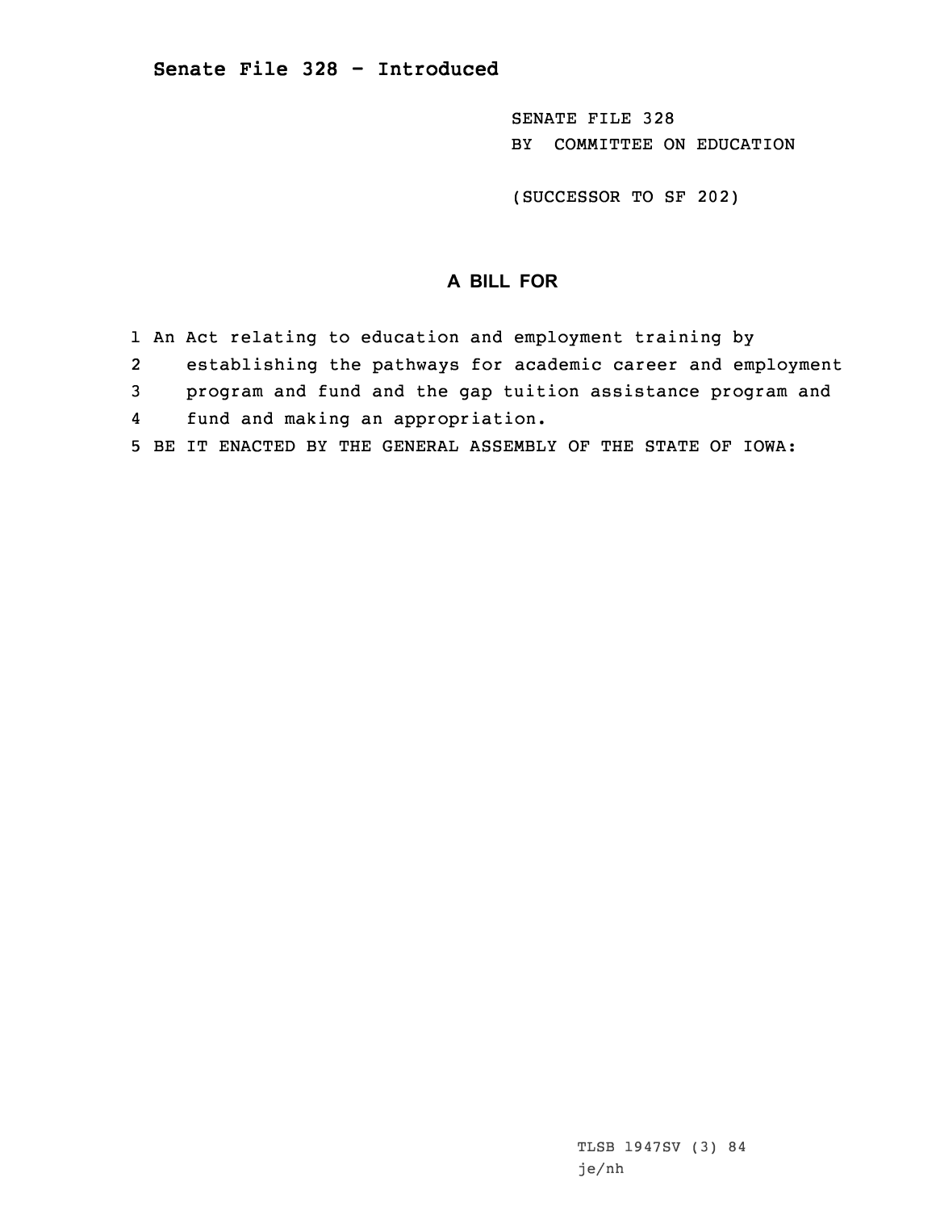## Senate File 328 - Introduced

SENATE FILE 328
BY COMMITTEE ON EDUCATION

(SUCCESSOR TO SF 202)

### A BILL FOR

1 An Act relating to education and employment training by
2 establishing the pathways for academic career and employment
3 program and fund and the gap tuition assistance program and
4 fund and making an appropriation.
5 BE IT ENACTED BY THE GENERAL ASSEMBLY OF THE STATE OF IOWA:

TLSB 1947SV (3) 84
je/nh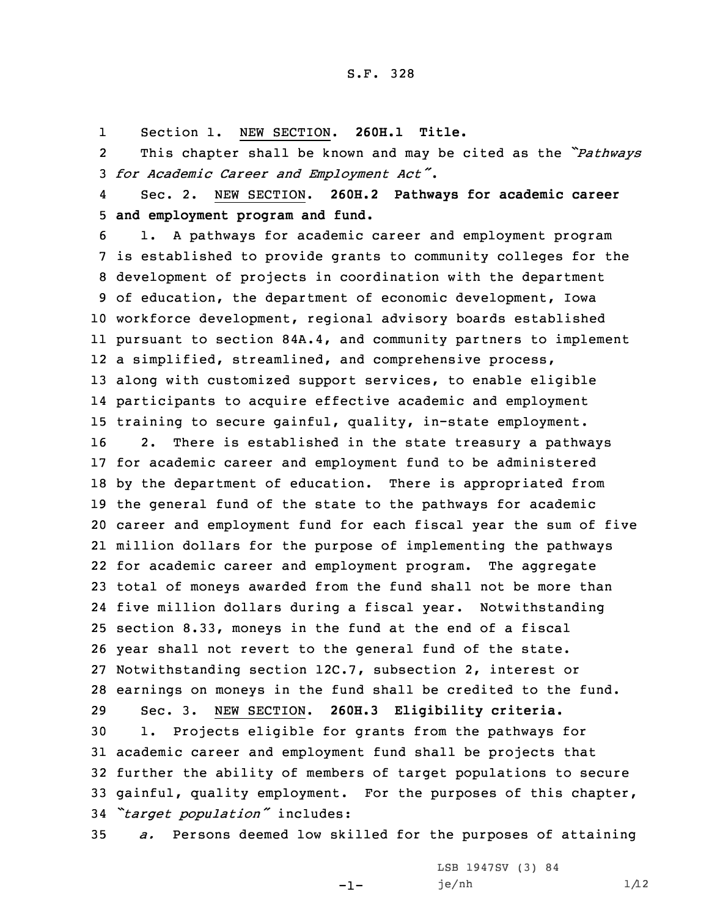Section 1. NEW SECTION. **260H.1 Title.**

This chapter shall be known and may be cited as the *"Pathways for Academic Career and Employment Act"*.

Sec. 2. NEW SECTION. **260H.2 Pathways for academic career and employment program and fund.**

1. A pathways for academic career and employment program is established to provide grants to community colleges for the development of projects in coordination with the department of education, the department of economic development, Iowa workforce development, regional advisory boards established pursuant to section 84A.4, and community partners to implement a simplified, streamlined, and comprehensive process, along with customized support services, to enable eligible participants to acquire effective academic and employment training to secure gainful, quality, in-state employment.

2. There is established in the state treasury a pathways for academic career and employment fund to be administered by the department of education. There is appropriated from the general fund of the state to the pathways for academic career and employment fund for each fiscal year the sum of five million dollars for the purpose of implementing the pathways for academic career and employment program. The aggregate total of moneys awarded from the fund shall not be more than five million dollars during a fiscal year. Notwithstanding section 8.33, moneys in the fund at the end of a fiscal year shall not revert to the general fund of the state. Notwithstanding section 12C.7, subsection 2, interest or earnings on moneys in the fund shall be credited to the fund.

Sec. 3. NEW SECTION. **260H.3 Eligibility criteria.**

1. Projects eligible for grants from the pathways for academic career and employment fund shall be projects that further the ability of members of target populations to secure gainful, quality employment. For the purposes of this chapter, *"target population"* includes:

*a.* Persons deemed low skilled for the purposes of attaining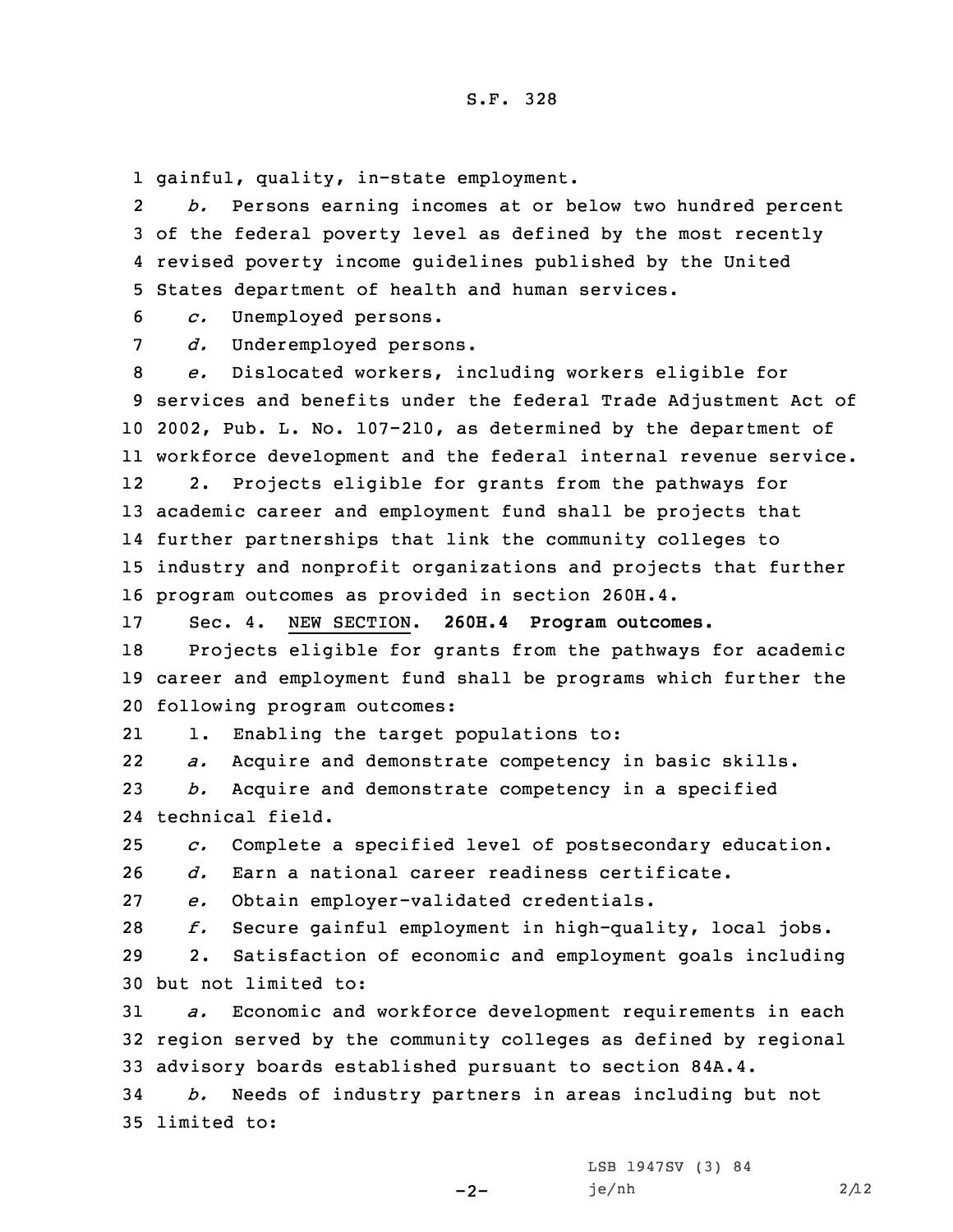gainful, quality, in-state employment.

*b.* Persons earning incomes at or below two hundred percent of the federal poverty level as defined by the most recently revised poverty income guidelines published by the United States department of health and human services.

*c.* Unemployed persons.

*d.* Underemployed persons.

*e.* Dislocated workers, including workers eligible for services and benefits under the federal Trade Adjustment Act of 2002, Pub. L. No. 107-210, as determined by the department of workforce development and the federal internal revenue service.

2. Projects eligible for grants from the pathways for academic career and employment fund shall be projects that further partnerships that link the community colleges to industry and nonprofit organizations and projects that further program outcomes as provided in section 260H.4.

Sec. 4. NEW SECTION. **260H.4 Program outcomes.**

Projects eligible for grants from the pathways for academic career and employment fund shall be programs which further the following program outcomes:

1. Enabling the target populations to:

*a.* Acquire and demonstrate competency in basic skills.

*b.* Acquire and demonstrate competency in a specified technical field.

*c.* Complete a specified level of postsecondary education.

*d.* Earn a national career readiness certificate.

*e.* Obtain employer-validated credentials.

*f.* Secure gainful employment in high-quality, local jobs.

2. Satisfaction of economic and employment goals including but not limited to:

*a.* Economic and workforce development requirements in each region served by the community colleges as defined by regional advisory boards established pursuant to section 84A.4.

*b.* Needs of industry partners in areas including but not limited to: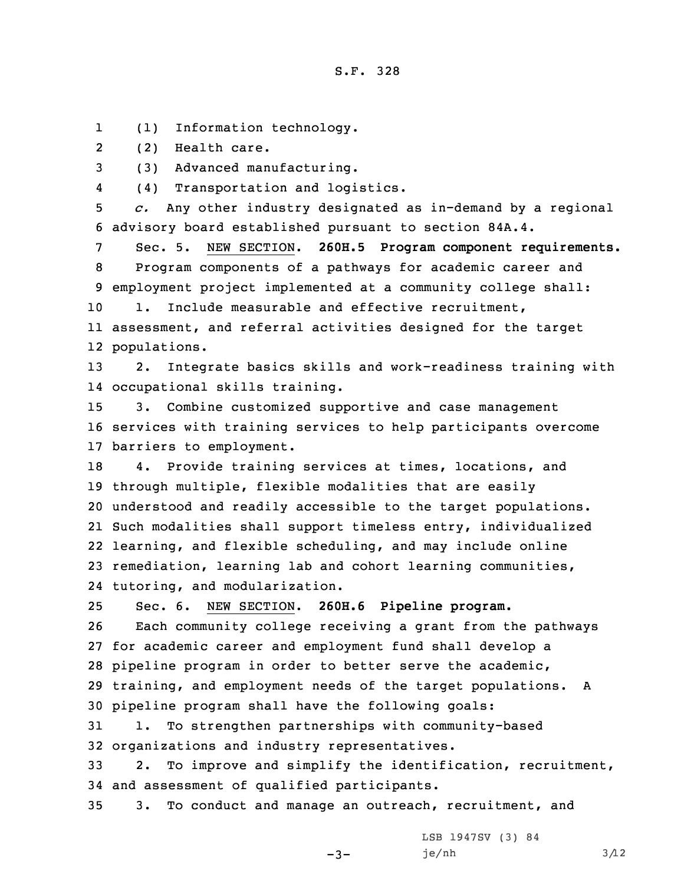(1) Information technology.

(2) Health care.

(3) Advanced manufacturing.

(4) Transportation and logistics.

*c.* Any other industry designated as in-demand by a regional advisory board established pursuant to section 84A.4.

Sec. 5. NEW SECTION. **260H.5 Program component requirements.**

Program components of a pathways for academic career and employment project implemented at a community college shall:

1. Include measurable and effective recruitment, assessment, and referral activities designed for the target populations.

2. Integrate basics skills and work-readiness training with occupational skills training.

3. Combine customized supportive and case management services with training services to help participants overcome barriers to employment.

4. Provide training services at times, locations, and through multiple, flexible modalities that are easily understood and readily accessible to the target populations. Such modalities shall support timeless entry, individualized learning, and flexible scheduling, and may include online remediation, learning lab and cohort learning communities, tutoring, and modularization.

Sec. 6. NEW SECTION. **260H.6 Pipeline program.**

Each community college receiving a grant from the pathways for academic career and employment fund shall develop a pipeline program in order to better serve the academic, training, and employment needs of the target populations. A pipeline program shall have the following goals:

1. To strengthen partnerships with community-based organizations and industry representatives.

2. To improve and simplify the identification, recruitment, and assessment of qualified participants.

3. To conduct and manage an outreach, recruitment, and

LSB 1947SV (3) 84

je/nh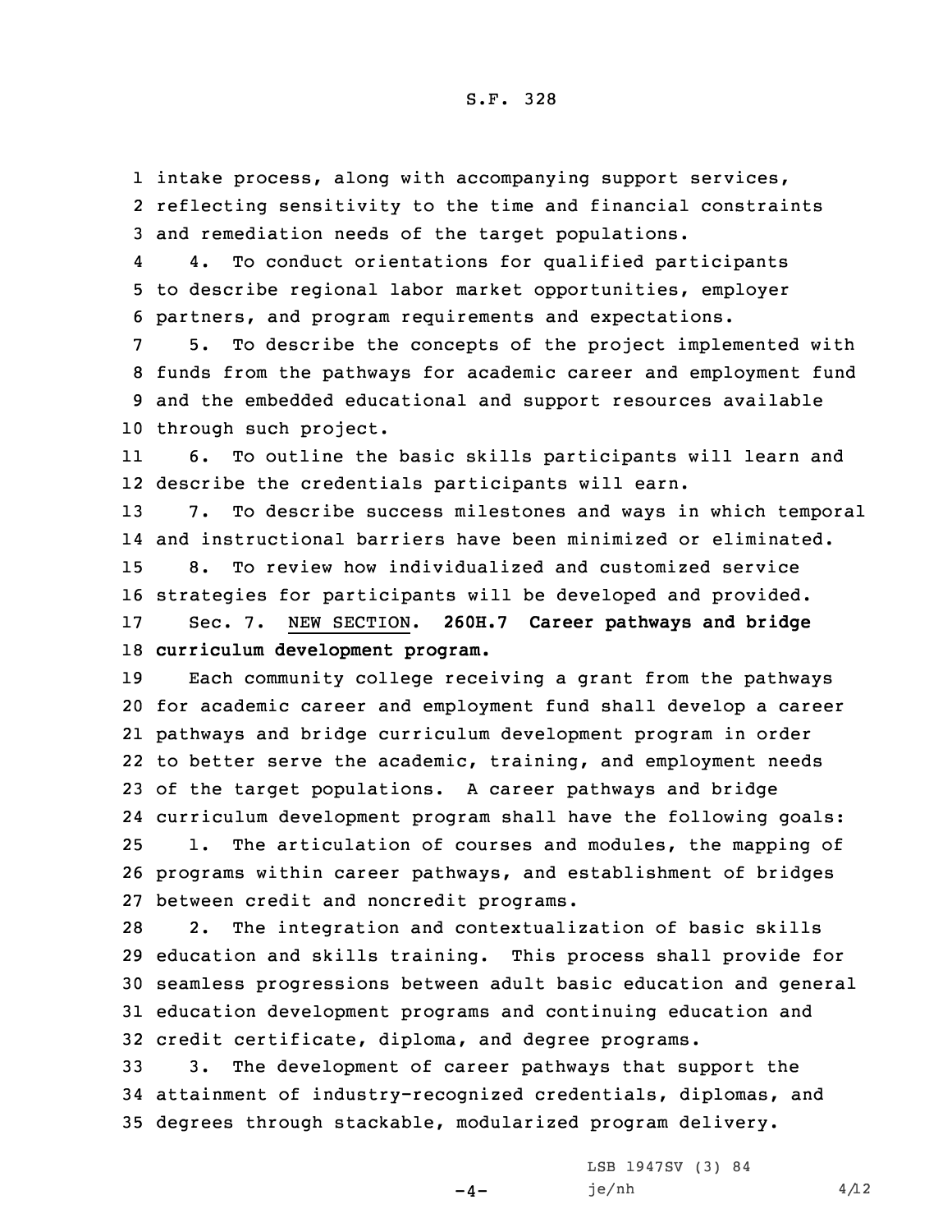intake process, along with accompanying support services, reflecting sensitivity to the time and financial constraints and remediation needs of the target populations.

4. To conduct orientations for qualified participants to describe regional labor market opportunities, employer partners, and program requirements and expectations.

5. To describe the concepts of the project implemented with funds from the pathways for academic career and employment fund and the embedded educational and support resources available through such project.

6. To outline the basic skills participants will learn and describe the credentials participants will earn.

7. To describe success milestones and ways in which temporal and instructional barriers have been minimized or eliminated.

8. To review how individualized and customized service strategies for participants will be developed and provided.

Sec. 7. NEW SECTION. **260H.7 Career pathways and bridge curriculum development program.**

Each community college receiving a grant from the pathways for academic career and employment fund shall develop a career pathways and bridge curriculum development program in order to better serve the academic, training, and employment needs of the target populations. A career pathways and bridge curriculum development program shall have the following goals:

1. The articulation of courses and modules, the mapping of programs within career pathways, and establishment of bridges between credit and noncredit programs.

2. The integration and contextualization of basic skills education and skills training. This process shall provide for seamless progressions between adult basic education and general education development programs and continuing education and credit certificate, diploma, and degree programs.

3. The development of career pathways that support the attainment of industry-recognized credentials, diplomas, and degrees through stackable, modularized program delivery.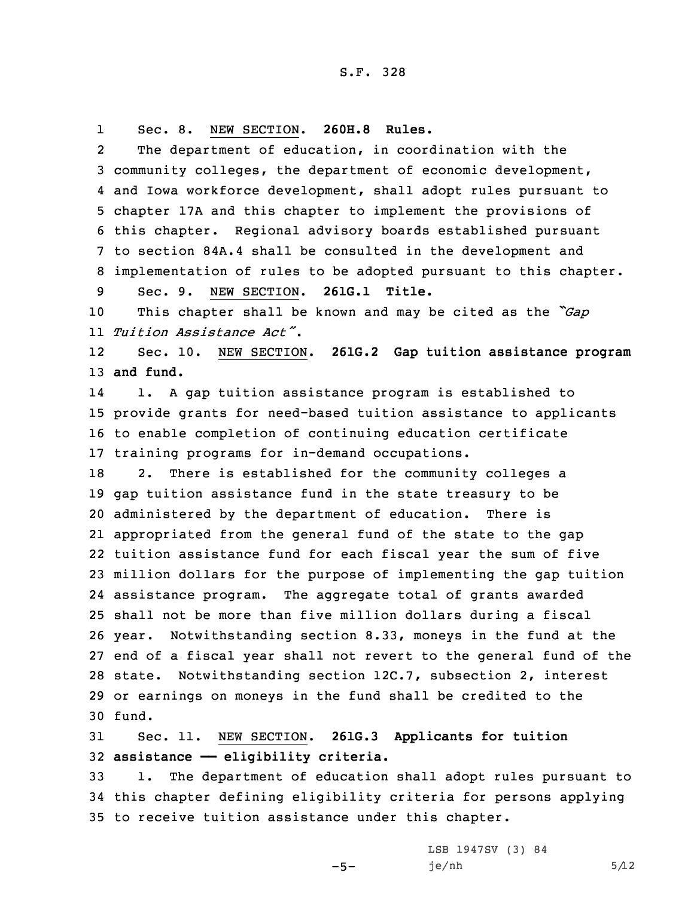Sec. 8. NEW SECTION. **260H.8 Rules.**

The department of education, in coordination with the community colleges, the department of economic development, and Iowa workforce development, shall adopt rules pursuant to chapter 17A and this chapter to implement the provisions of this chapter. Regional advisory boards established pursuant to section 84A.4 shall be consulted in the development and implementation of rules to be adopted pursuant to this chapter.

Sec. 9. NEW SECTION. **261G.1 Title.**

This chapter shall be known and may be cited as the *"Gap Tuition Assistance Act"*.

Sec. 10. NEW SECTION. **261G.2 Gap tuition assistance program and fund.**

1. A gap tuition assistance program is established to provide grants for need-based tuition assistance to applicants to enable completion of continuing education certificate training programs for in-demand occupations.

2. There is established for the community colleges a gap tuition assistance fund in the state treasury to be administered by the department of education. There is appropriated from the general fund of the state to the gap tuition assistance fund for each fiscal year the sum of five million dollars for the purpose of implementing the gap tuition assistance program. The aggregate total of grants awarded shall not be more than five million dollars during a fiscal year. Notwithstanding section 8.33, moneys in the fund at the end of a fiscal year shall not revert to the general fund of the state. Notwithstanding section 12C.7, subsection 2, interest or earnings on moneys in the fund shall be credited to the fund.

Sec. 11. NEW SECTION. **261G.3 Applicants for tuition assistance —— eligibility criteria.**

1. The department of education shall adopt rules pursuant to this chapter defining eligibility criteria for persons applying to receive tuition assistance under this chapter.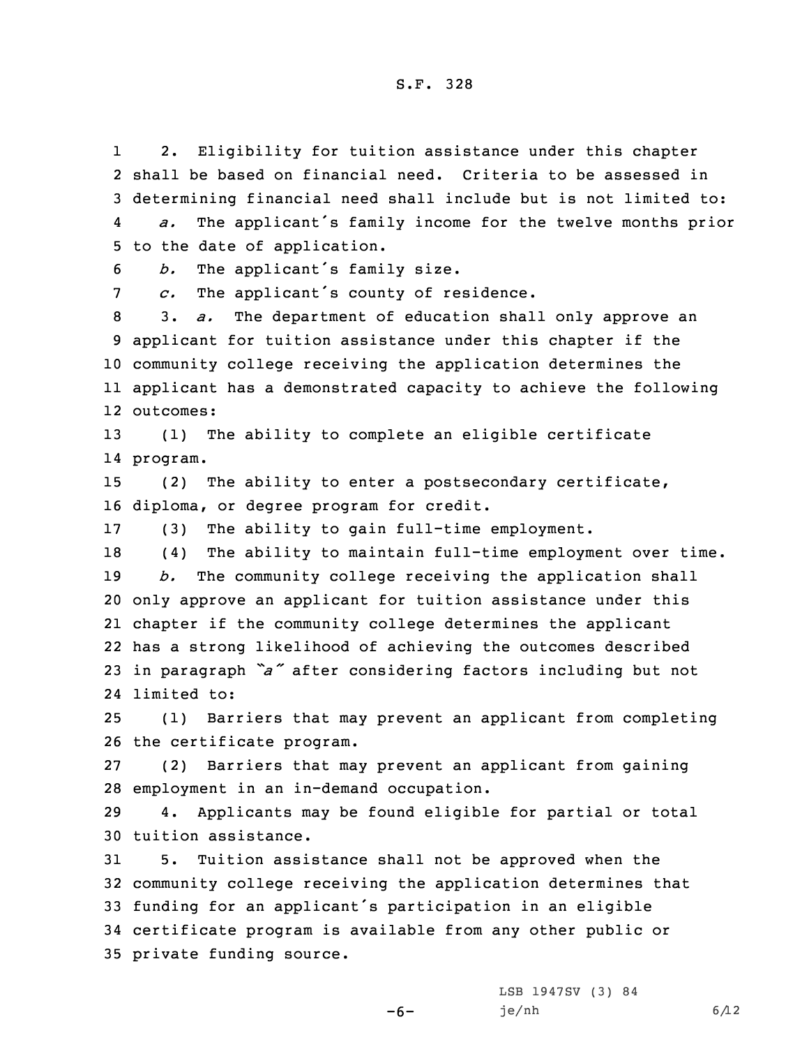2. Eligibility for tuition assistance under this chapter shall be based on financial need. Criteria to be assessed in determining financial need shall include but is not limited to:

*a.* The applicant's family income for the twelve months prior to the date of application.

*b.* The applicant's family size.

*c.* The applicant's county of residence.

3. *a.* The department of education shall only approve an applicant for tuition assistance under this chapter if the community college receiving the application determines the applicant has a demonstrated capacity to achieve the following outcomes:

(1) The ability to complete an eligible certificate program.

(2) The ability to enter a postsecondary certificate, diploma, or degree program for credit.

(3) The ability to gain full-time employment.

(4) The ability to maintain full-time employment over time.

*b.* The community college receiving the application shall only approve an applicant for tuition assistance under this chapter if the community college determines the applicant has a strong likelihood of achieving the outcomes described in paragraph *"a"* after considering factors including but not limited to:

(1) Barriers that may prevent an applicant from completing the certificate program.

(2) Barriers that may prevent an applicant from gaining employment in an in-demand occupation.

4. Applicants may be found eligible for partial or total tuition assistance.

5. Tuition assistance shall not be approved when the community college receiving the application determines that funding for an applicant's participation in an eligible certificate program is available from any other public or private funding source.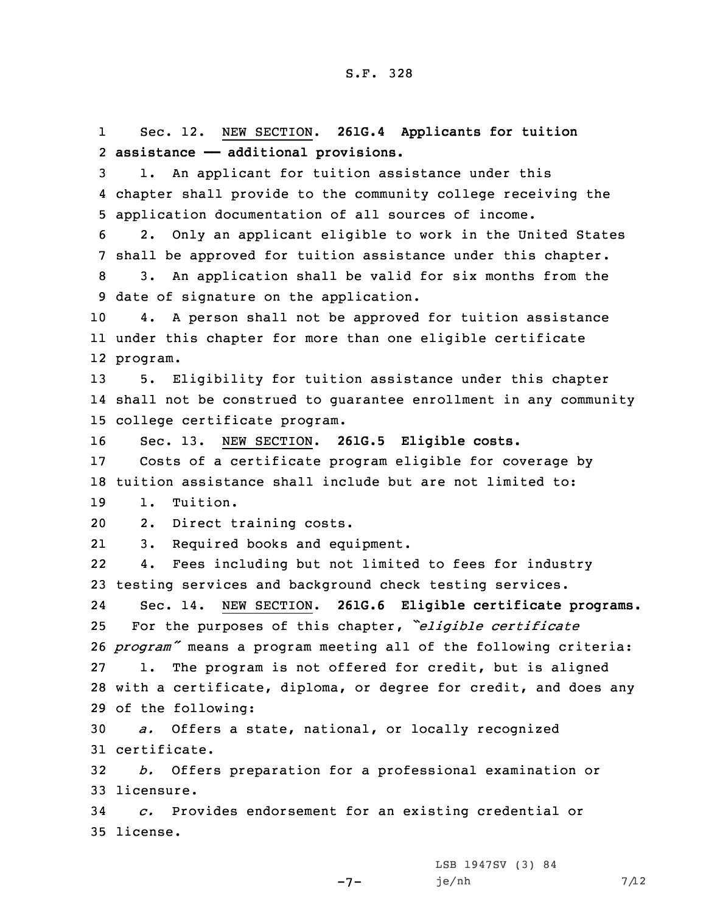Sec. 12. NEW SECTION. **261G.4 Applicants for tuition assistance —— additional provisions.**

1. An applicant for tuition assistance under this chapter shall provide to the community college receiving the application documentation of all sources of income.

2. Only an applicant eligible to work in the United States shall be approved for tuition assistance under this chapter.

3. An application shall be valid for six months from the date of signature on the application.

4. A person shall not be approved for tuition assistance under this chapter for more than one eligible certificate program.

5. Eligibility for tuition assistance under this chapter shall not be construed to guarantee enrollment in any community college certificate program.

Sec. 13. NEW SECTION. **261G.5 Eligible costs.**

Costs of a certificate program eligible for coverage by tuition assistance shall include but are not limited to:

1. Tuition.

2. Direct training costs.

3. Required books and equipment.

4. Fees including but not limited to fees for industry testing services and background check testing services.

Sec. 14. NEW SECTION. **261G.6 Eligible certificate programs.**

For the purposes of this chapter, *"eligible certificate program"* means a program meeting all of the following criteria:

1. The program is not offered for credit, but is aligned with a certificate, diploma, or degree for credit, and does any of the following:

*a.* Offers a state, national, or locally recognized certificate.

*b.* Offers preparation for a professional examination or licensure.

*c.* Provides endorsement for an existing credential or license.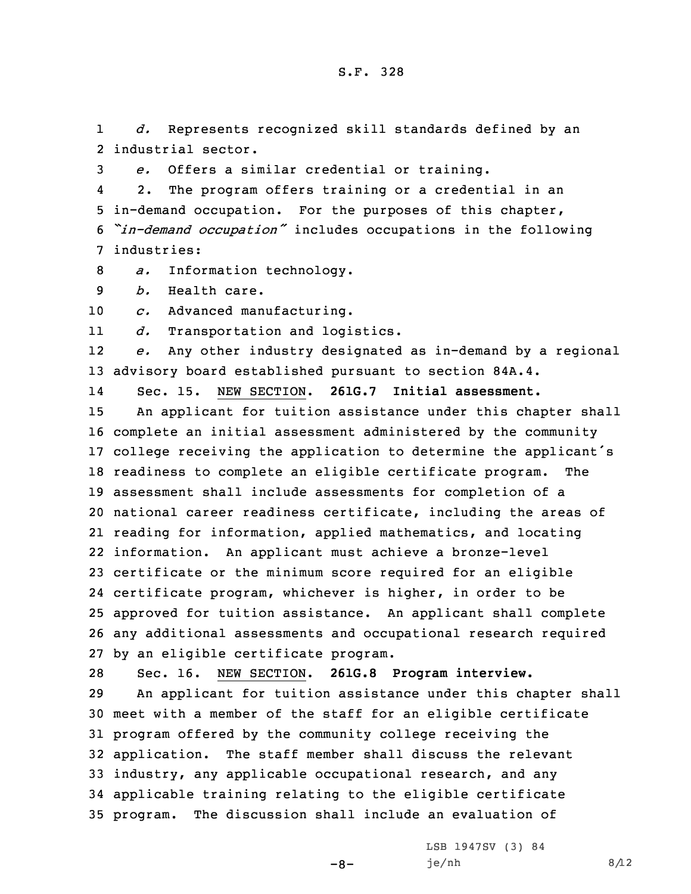*d.* Represents recognized skill standards defined by an industrial sector.

*e.* Offers a similar credential or training.

2. The program offers training or a credential in an in-demand occupation. For the purposes of this chapter, *"in-demand occupation"* includes occupations in the following industries:

*a.* Information technology.

*b.* Health care.

*c.* Advanced manufacturing.

*d.* Transportation and logistics.

*e.* Any other industry designated as in-demand by a regional advisory board established pursuant to section 84A.4.

Sec. 15. NEW SECTION. **261G.7 Initial assessment.**

An applicant for tuition assistance under this chapter shall complete an initial assessment administered by the community college receiving the application to determine the applicant's readiness to complete an eligible certificate program. The assessment shall include assessments for completion of a national career readiness certificate, including the areas of reading for information, applied mathematics, and locating information. An applicant must achieve a bronze-level certificate or the minimum score required for an eligible certificate program, whichever is higher, in order to be approved for tuition assistance. An applicant shall complete any additional assessments and occupational research required by an eligible certificate program.

Sec. 16. NEW SECTION. **261G.8 Program interview.**

An applicant for tuition assistance under this chapter shall meet with a member of the staff for an eligible certificate program offered by the community college receiving the application. The staff member shall discuss the relevant industry, any applicable occupational research, and any applicable training relating to the eligible certificate program. The discussion shall include an evaluation of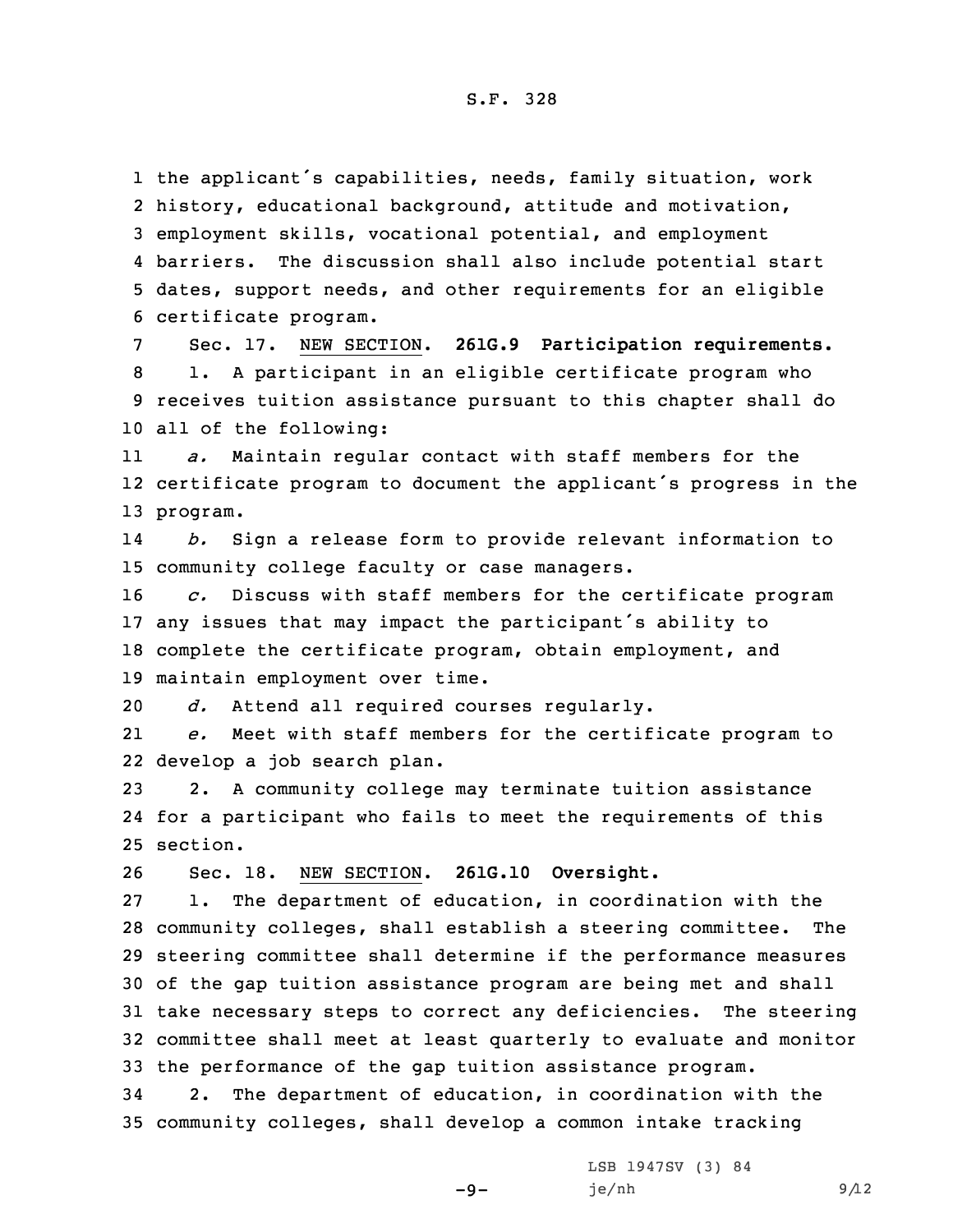the applicant's capabilities, needs, family situation, work history, educational background, attitude and motivation, employment skills, vocational potential, and employment barriers. The discussion shall also include potential start dates, support needs, and other requirements for an eligible certificate program.

Sec. 17. NEW SECTION. **261G.9 Participation requirements.**

1. A participant in an eligible certificate program who receives tuition assistance pursuant to this chapter shall do all of the following:

*a.* Maintain regular contact with staff members for the certificate program to document the applicant's progress in the program.

*b.* Sign a release form to provide relevant information to community college faculty or case managers.

*c.* Discuss with staff members for the certificate program any issues that may impact the participant's ability to complete the certificate program, obtain employment, and maintain employment over time.

*d.* Attend all required courses regularly.

*e.* Meet with staff members for the certificate program to develop a job search plan.

2. A community college may terminate tuition assistance for a participant who fails to meet the requirements of this section.

Sec. 18. NEW SECTION. **261G.10 Oversight.**

1. The department of education, in coordination with the community colleges, shall establish a steering committee. The steering committee shall determine if the performance measures of the gap tuition assistance program are being met and shall take necessary steps to correct any deficiencies. The steering committee shall meet at least quarterly to evaluate and monitor the performance of the gap tuition assistance program.

2. The department of education, in coordination with the community colleges, shall develop a common intake tracking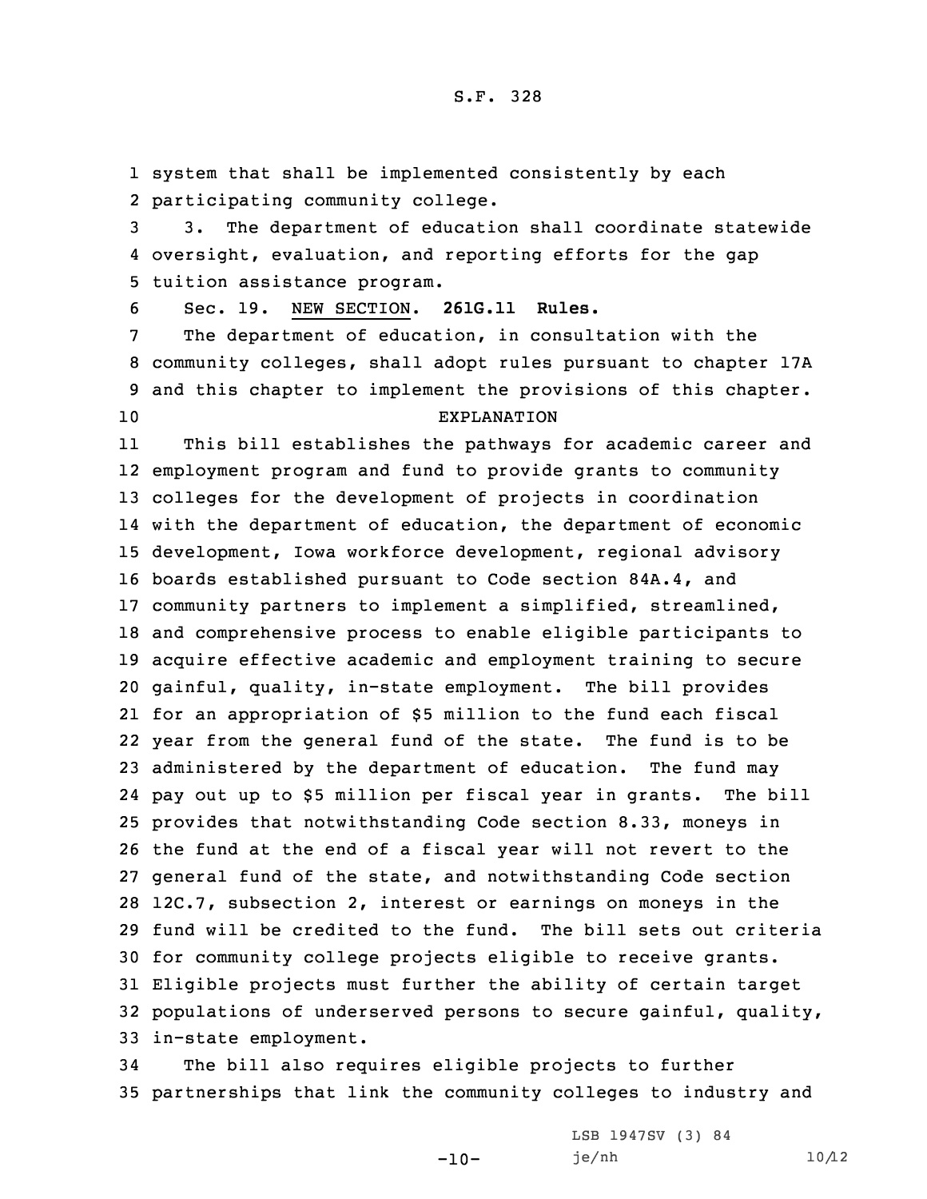system that shall be implemented consistently by each participating community college.

3. The department of education shall coordinate statewide oversight, evaluation, and reporting efforts for the gap tuition assistance program.

Sec. 19. NEW SECTION. **261G.11 Rules.**

The department of education, in consultation with the community colleges, shall adopt rules pursuant to chapter 17A and this chapter to implement the provisions of this chapter.

EXPLANATION

This bill establishes the pathways for academic career and employment program and fund to provide grants to community colleges for the development of projects in coordination with the department of education, the department of economic development, Iowa workforce development, regional advisory boards established pursuant to Code section 84A.4, and community partners to implement a simplified, streamlined, and comprehensive process to enable eligible participants to acquire effective academic and employment training to secure gainful, quality, in-state employment. The bill provides for an appropriation of $5 million to the fund each fiscal year from the general fund of the state. The fund is to be administered by the department of education. The fund may pay out up to $5 million per fiscal year in grants. The bill provides that notwithstanding Code section 8.33, moneys in the fund at the end of a fiscal year will not revert to the general fund of the state, and notwithstanding Code section 12C.7, subsection 2, interest or earnings on moneys in the fund will be credited to the fund. The bill sets out criteria for community college projects eligible to receive grants. Eligible projects must further the ability of certain target populations of underserved persons to secure gainful, quality, in-state employment.

The bill also requires eligible projects to further partnerships that link the community colleges to industry and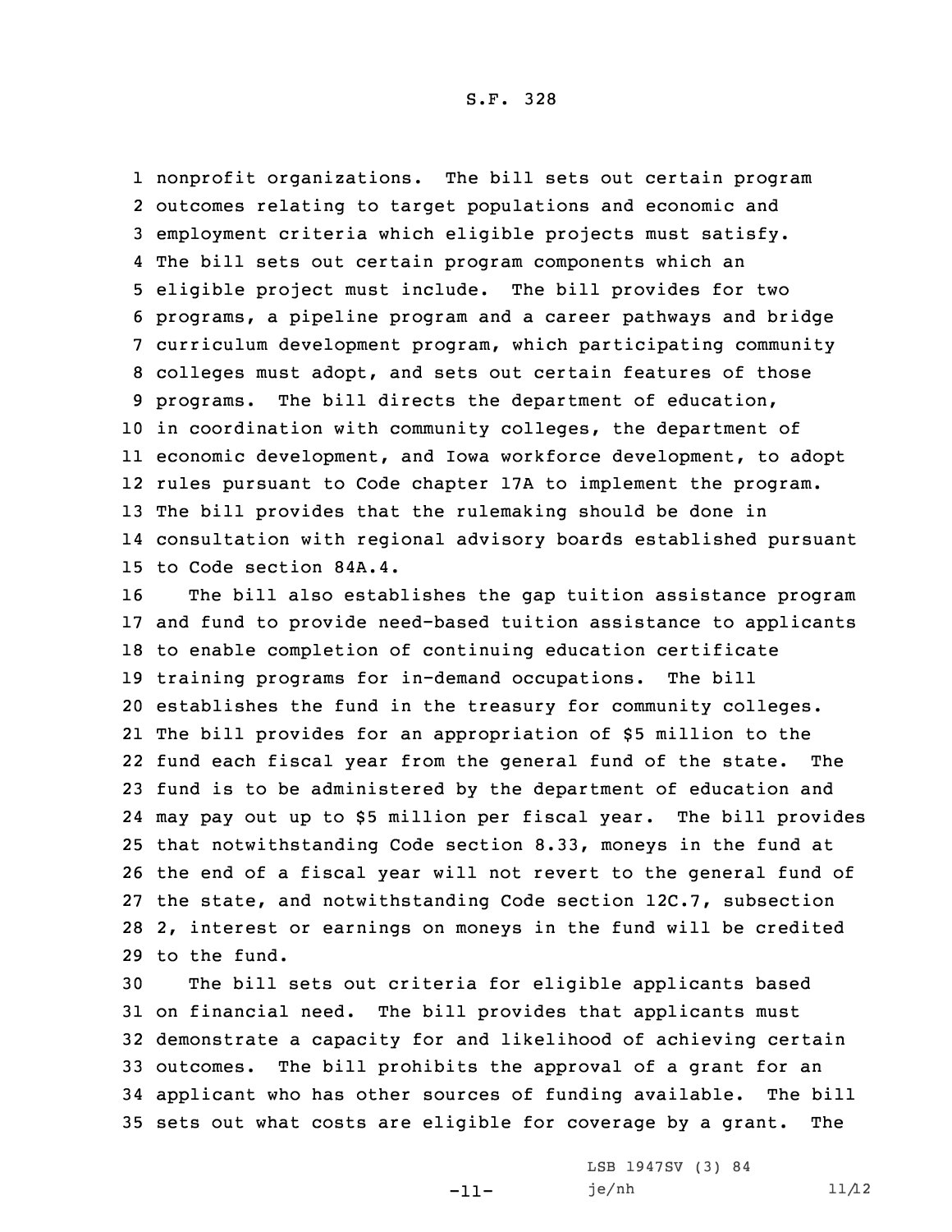nonprofit organizations. The bill sets out certain program outcomes relating to target populations and economic and employment criteria which eligible projects must satisfy. The bill sets out certain program components which an eligible project must include. The bill provides for two programs, a pipeline program and a career pathways and bridge curriculum development program, which participating community colleges must adopt, and sets out certain features of those programs. The bill directs the department of education, in coordination with community colleges, the department of economic development, and Iowa workforce development, to adopt rules pursuant to Code chapter 17A to implement the program. The bill provides that the rulemaking should be done in consultation with regional advisory boards established pursuant to Code section 84A.4.

The bill also establishes the gap tuition assistance program and fund to provide need-based tuition assistance to applicants to enable completion of continuing education certificate training programs for in-demand occupations. The bill establishes the fund in the treasury for community colleges. The bill provides for an appropriation of $5 million to the fund each fiscal year from the general fund of the state. The fund is to be administered by the department of education and may pay out up to $5 million per fiscal year. The bill provides that notwithstanding Code section 8.33, moneys in the fund at the end of a fiscal year will not revert to the general fund of the state, and notwithstanding Code section 12C.7, subsection 2, interest or earnings on moneys in the fund will be credited to the fund.

The bill sets out criteria for eligible applicants based on financial need. The bill provides that applicants must demonstrate a capacity for and likelihood of achieving certain outcomes. The bill prohibits the approval of a grant for an applicant who has other sources of funding available. The bill sets out what costs are eligible for coverage by a grant. The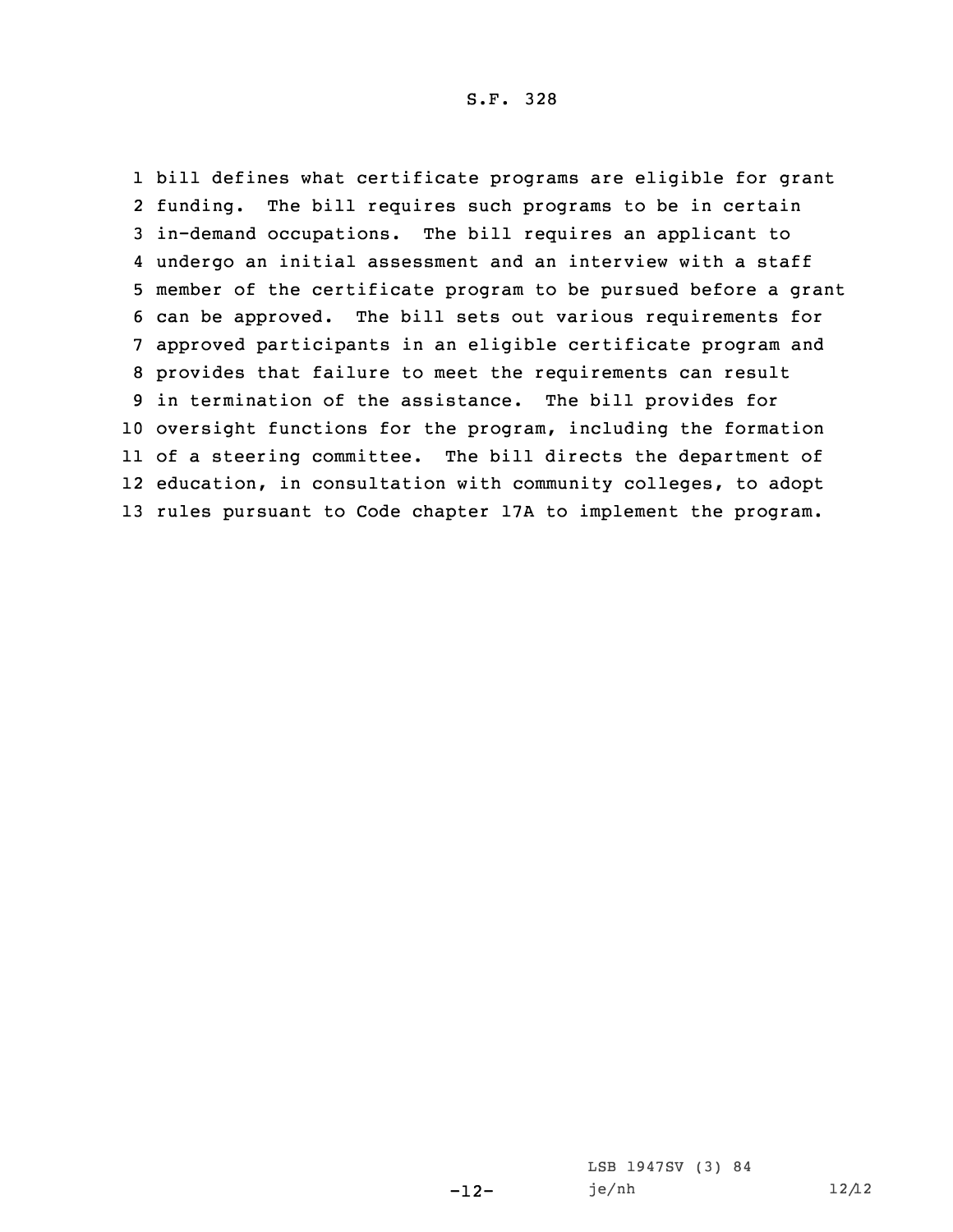bill defines what certificate programs are eligible for grant funding. The bill requires such programs to be in certain in-demand occupations. The bill requires an applicant to undergo an initial assessment and an interview with a staff member of the certificate program to be pursued before a grant can be approved. The bill sets out various requirements for approved participants in an eligible certificate program and provides that failure to meet the requirements can result in termination of the assistance. The bill provides for oversight functions for the program, including the formation of a steering committee. The bill directs the department of education, in consultation with community colleges, to adopt rules pursuant to Code chapter 17A to implement the program.

LSB 1947SV (3) 84
je/nh